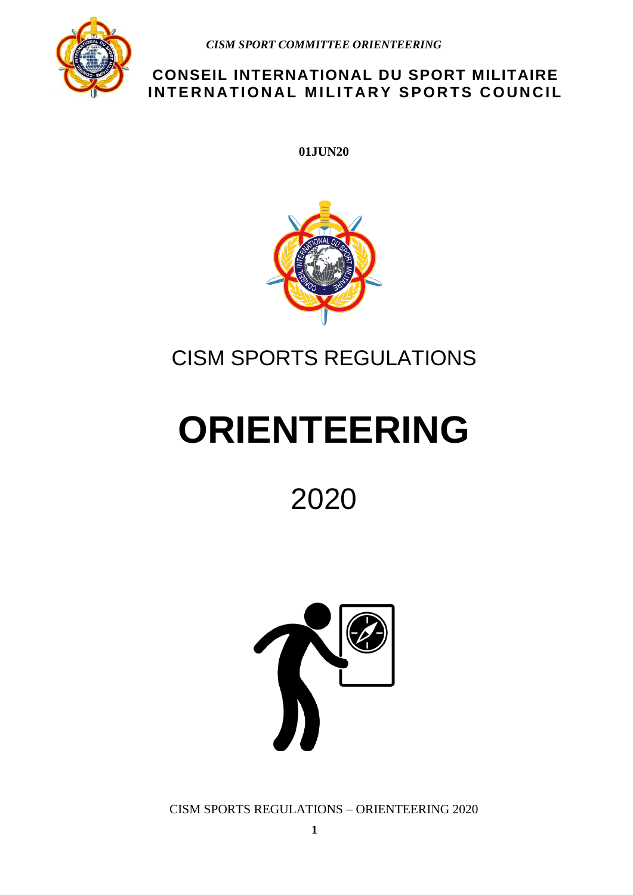*CISM SPORT COMMITTEE ORIENTEERING*

**CONSEIL INTERNATIONAL DU SPORT MILITAIRE**
**INTERNATIONAL MILITARY SPORTS COUNCIL**

**01JUN20**

CISM SPORTS REGULATIONS

# ORIENTEERING

2020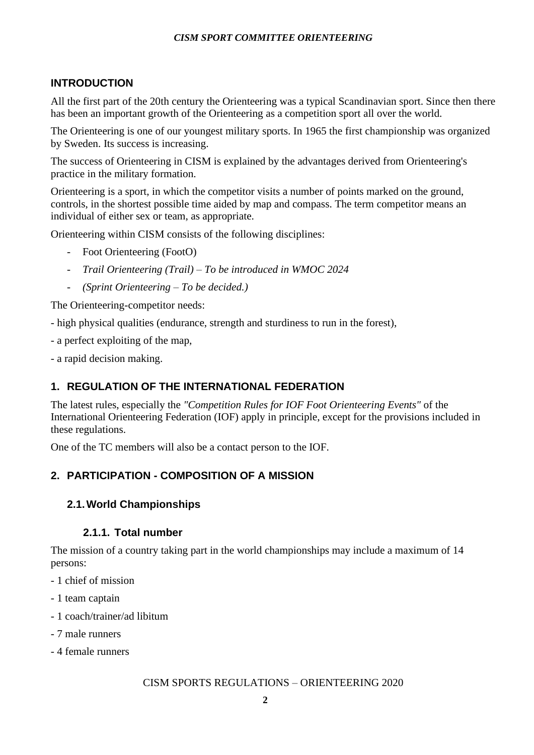## INTRODUCTION

All the first part of the 20th century the Orienteering was a typical Scandinavian sport. Since then there has been an important growth of the Orienteering as a competition sport all over the world.

The Orienteering is one of our youngest military sports. In 1965 the first championship was organized by Sweden. Its success is increasing.

The success of Orienteering in CISM is explained by the advantages derived from Orienteering's practice in the military formation.

Orienteering is a sport, in which the competitor visits a number of points marked on the ground, controls, in the shortest possible time aided by map and compass. The term competitor means an individual of either sex or team, as appropriate.

Orienteering within CISM consists of the following disciplines:

- Foot Orienteering (FootO)
- *Trail Orienteering (Trail) – To be introduced in WMOC 2024*
- *(Sprint Orienteering – To be decided.)*

The Orienteering-competitor needs:

- high physical qualities (endurance, strength and sturdiness to run in the forest),
- a perfect exploiting of the map,
- a rapid decision making.

## 1. REGULATION OF THE INTERNATIONAL FEDERATION

The latest rules, especially the *"Competition Rules for IOF Foot Orienteering Events"* of the International Orienteering Federation (IOF) apply in principle, except for the provisions included in these regulations.

One of the TC members will also be a contact person to the IOF.

## 2. PARTICIPATION - COMPOSITION OF A MISSION

### 2.1. World Championships

#### 2.1.1. Total number

The mission of a country taking part in the world championships may include a maximum of 14 persons:

- 1 chief of mission
- 1 team captain
- 1 coach/trainer/ad libitum
- 7 male runners
- 4 female runners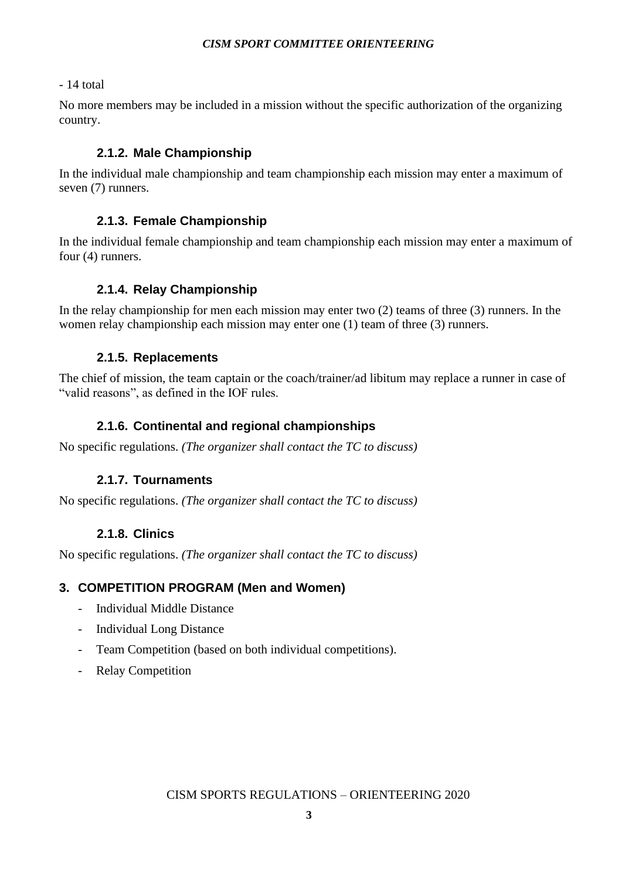- 14 total

No more members may be included in a mission without the specific authorization of the organizing country.

### 2.1.2. Male Championship

In the individual male championship and team championship each mission may enter a maximum of seven (7) runners.

### 2.1.3. Female Championship

In the individual female championship and team championship each mission may enter a maximum of four (4) runners.

### 2.1.4. Relay Championship

In the relay championship for men each mission may enter two (2) teams of three (3) runners. In the women relay championship each mission may enter one (1) team of three (3) runners.

### 2.1.5. Replacements

The chief of mission, the team captain or the coach/trainer/ad libitum may replace a runner in case of "valid reasons", as defined in the IOF rules.

### 2.1.6. Continental and regional championships

No specific regulations. *(The organizer shall contact the TC to discuss)*

### 2.1.7. Tournaments

No specific regulations. *(The organizer shall contact the TC to discuss)*

### 2.1.8. Clinics

No specific regulations. *(The organizer shall contact the TC to discuss)*

## 3. COMPETITION PROGRAM (Men and Women)

- Individual Middle Distance
- Individual Long Distance
- Team Competition (based on both individual competitions).
- Relay Competition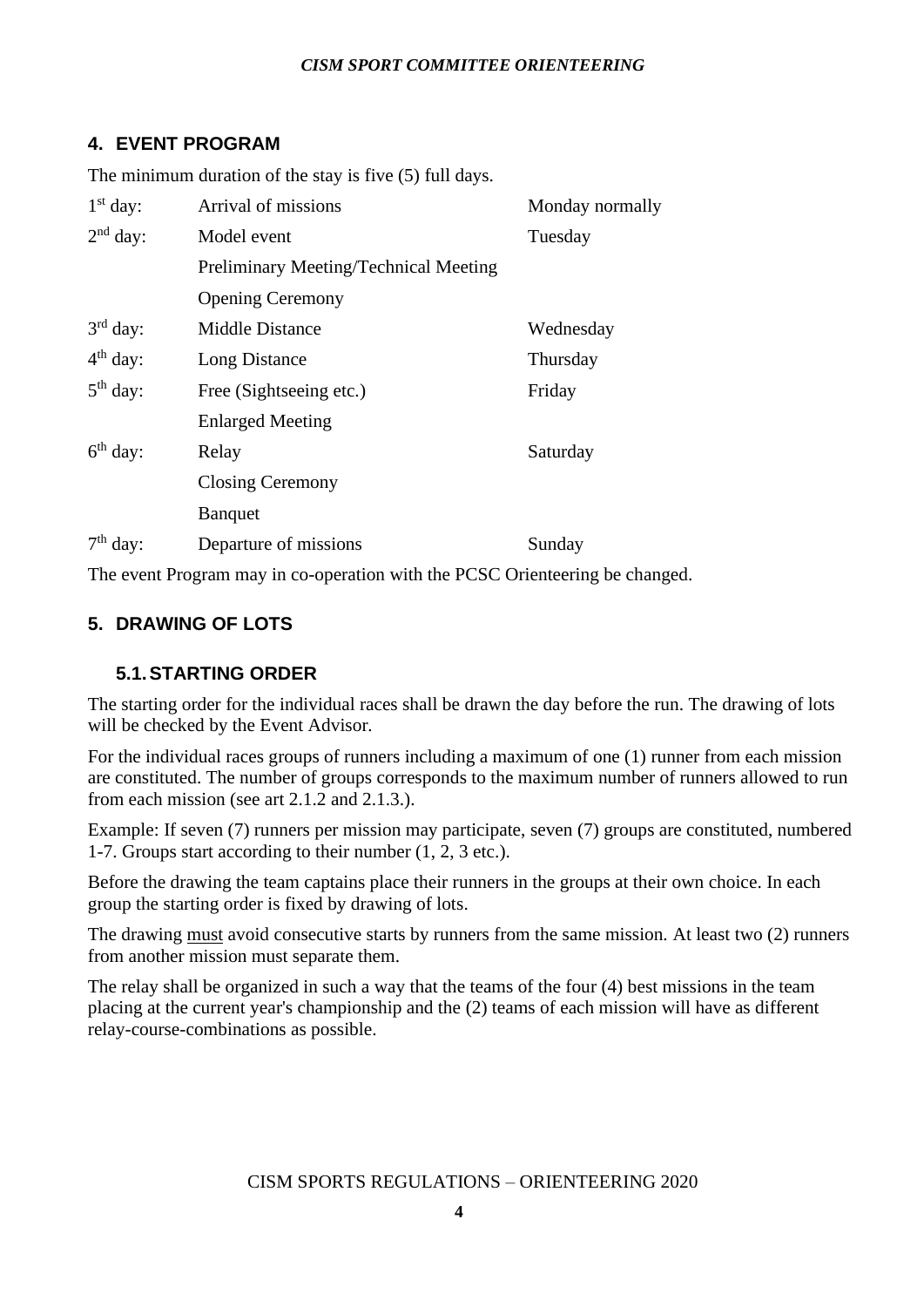## 4. EVENT PROGRAM

The minimum duration of the stay is five (5) full days.

| | | |
|---|---|---|
| 1st day: | Arrival of missions | Monday normally |
| 2nd day: | Model event | Tuesday |
| | Preliminary Meeting/Technical Meeting | |
| | Opening Ceremony | |
| 3rd day: | Middle Distance | Wednesday |
| 4th day: | Long Distance | Thursday |
| 5th day: | Free (Sightseeing etc.) | Friday |
| | Enlarged Meeting | |
| 6th day: | Relay | Saturday |
| | Closing Ceremony | |
| | Banquet | |
| 7th day: | Departure of missions | Sunday |

The event Program may in co-operation with the PCSC Orienteering be changed.

## 5. DRAWING OF LOTS

### 5.1. STARTING ORDER

The starting order for the individual races shall be drawn the day before the run. The drawing of lots will be checked by the Event Advisor.

For the individual races groups of runners including a maximum of one (1) runner from each mission are constituted. The number of groups corresponds to the maximum number of runners allowed to run from each mission (see art 2.1.2 and 2.1.3.).

Example: If seven (7) runners per mission may participate, seven (7) groups are constituted, numbered 1-7. Groups start according to their number (1, 2, 3 etc.).

Before the drawing the team captains place their runners in the groups at their own choice. In each group the starting order is fixed by drawing of lots.

The drawing must avoid consecutive starts by runners from the same mission. At least two (2) runners from another mission must separate them.

The relay shall be organized in such a way that the teams of the four (4) best missions in the team placing at the current year's championship and the (2) teams of each mission will have as different relay-course-combinations as possible.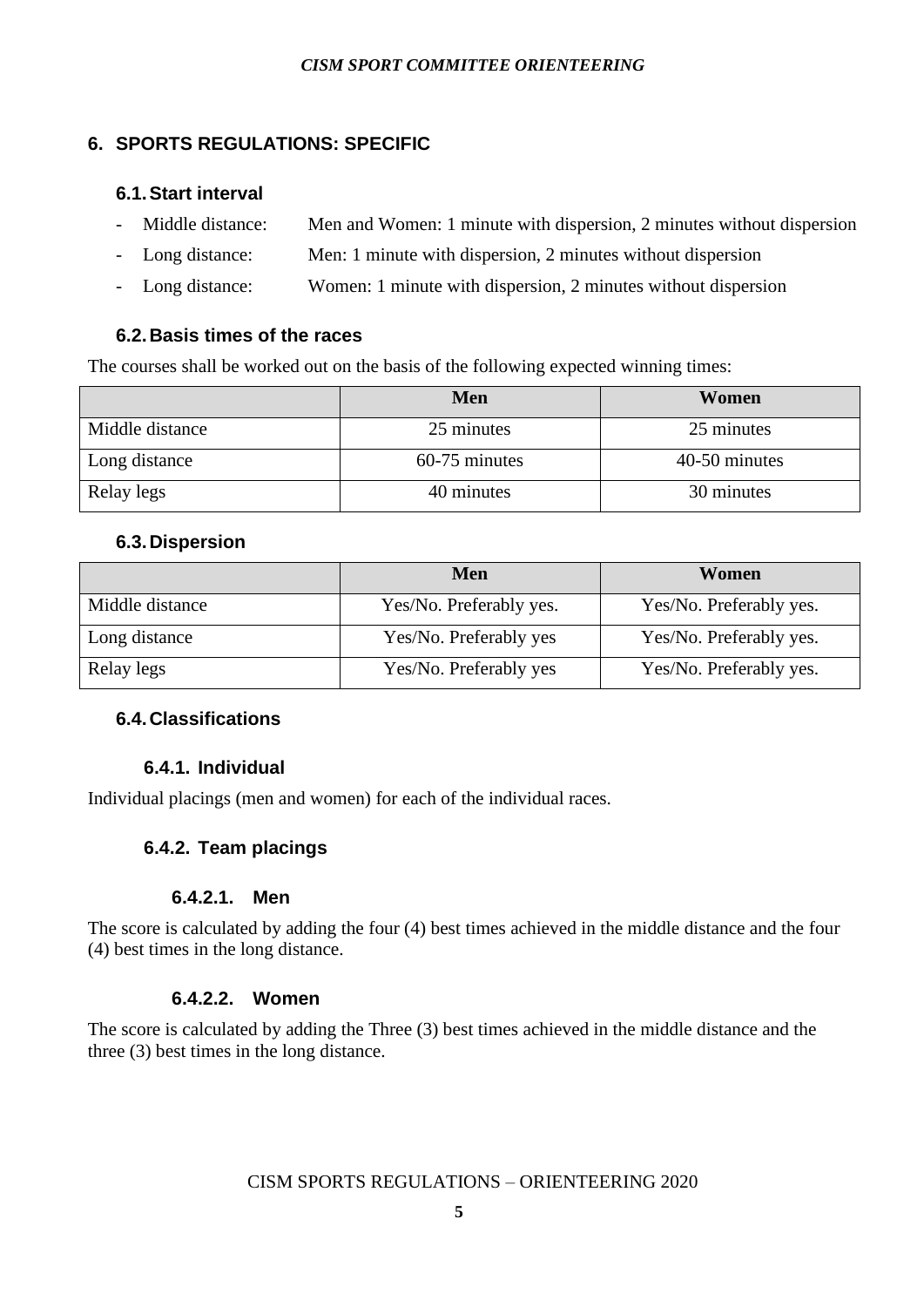## 6. SPORTS REGULATIONS: SPECIFIC

### 6.1. Start interval

- Middle distance: Men and Women: 1 minute with dispersion, 2 minutes without dispersion
- Long distance: Men: 1 minute with dispersion, 2 minutes without dispersion
- Long distance: Women: 1 minute with dispersion, 2 minutes without dispersion

### 6.2. Basis times of the races

The courses shall be worked out on the basis of the following expected winning times:

| | Men | Women |
|---|---|---|
| Middle distance | 25 minutes | 25 minutes |
| Long distance | 60-75 minutes | 40-50 minutes |
| Relay legs | 40 minutes | 30 minutes |

### 6.3. Dispersion

| | Men | Women |
|---|---|---|
| Middle distance | Yes/No. Preferably yes. | Yes/No. Preferably yes. |
| Long distance | Yes/No. Preferably yes | Yes/No. Preferably yes. |
| Relay legs | Yes/No. Preferably yes | Yes/No. Preferably yes. |

### 6.4. Classifications

#### 6.4.1. Individual

Individual placings (men and women) for each of the individual races.

#### 6.4.2. Team placings

##### 6.4.2.1. Men

The score is calculated by adding the four (4) best times achieved in the middle distance and the four (4) best times in the long distance.

##### 6.4.2.2. Women

The score is calculated by adding the Three (3) best times achieved in the middle distance and the three (3) best times in the long distance.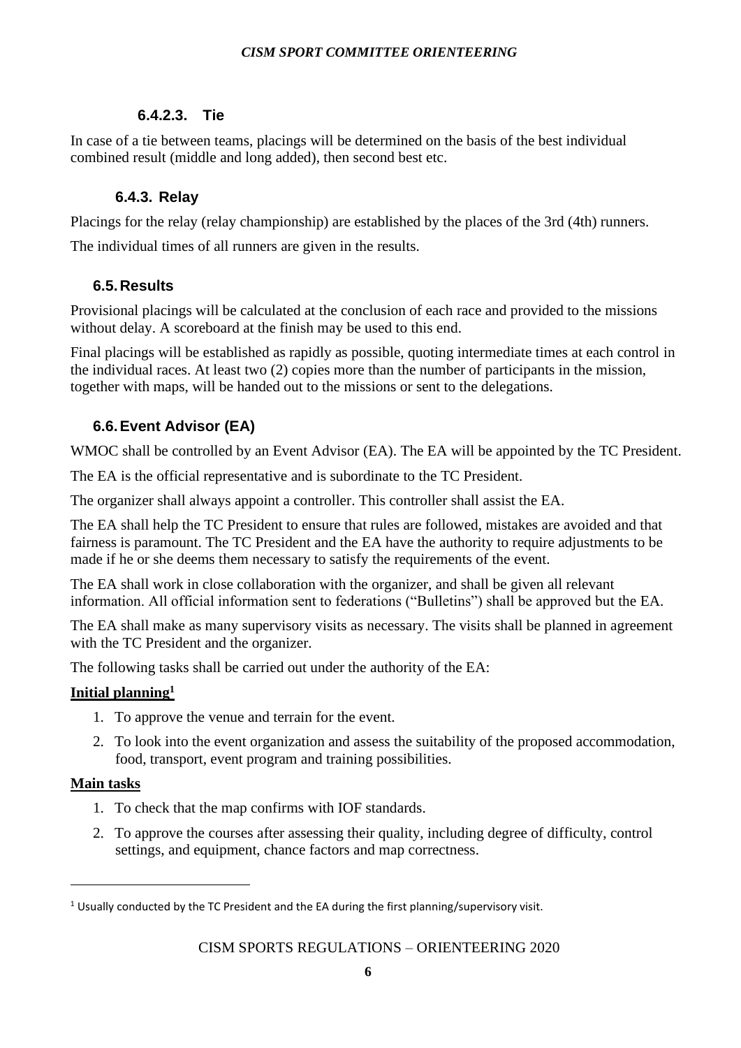#### 6.4.2.3. Tie

In case of a tie between teams, placings will be determined on the basis of the best individual combined result (middle and long added), then second best etc.

### 6.4.3. Relay

Placings for the relay (relay championship) are established by the places of the 3rd (4th) runners.

The individual times of all runners are given in the results.

## 6.5. Results

Provisional placings will be calculated at the conclusion of each race and provided to the missions without delay. A scoreboard at the finish may be used to this end.

Final placings will be established as rapidly as possible, quoting intermediate times at each control in the individual races. At least two (2) copies more than the number of participants in the mission, together with maps, will be handed out to the missions or sent to the delegations.

## 6.6. Event Advisor (EA)

WMOC shall be controlled by an Event Advisor (EA). The EA will be appointed by the TC President.

The EA is the official representative and is subordinate to the TC President.

The organizer shall always appoint a controller. This controller shall assist the EA.

The EA shall help the TC President to ensure that rules are followed, mistakes are avoided and that fairness is paramount. The TC President and the EA have the authority to require adjustments to be made if he or she deems them necessary to satisfy the requirements of the event.

The EA shall work in close collaboration with the organizer, and shall be given all relevant information. All official information sent to federations ("Bulletins") shall be approved but the EA.

The EA shall make as many supervisory visits as necessary. The visits shall be planned in agreement with the TC President and the organizer.

The following tasks shall be carried out under the authority of the EA:

**Initial planning[1]**

1. To approve the venue and terrain for the event.
2. To look into the event organization and assess the suitability of the proposed accommodation, food, transport, event program and training possibilities.

**Main tasks**

1. To check that the map confirms with IOF standards.
2. To approve the courses after assessing their quality, including degree of difficulty, control settings, and equipment, chance factors and map correctness.

[1] Usually conducted by the TC President and the EA during the first planning/supervisory visit.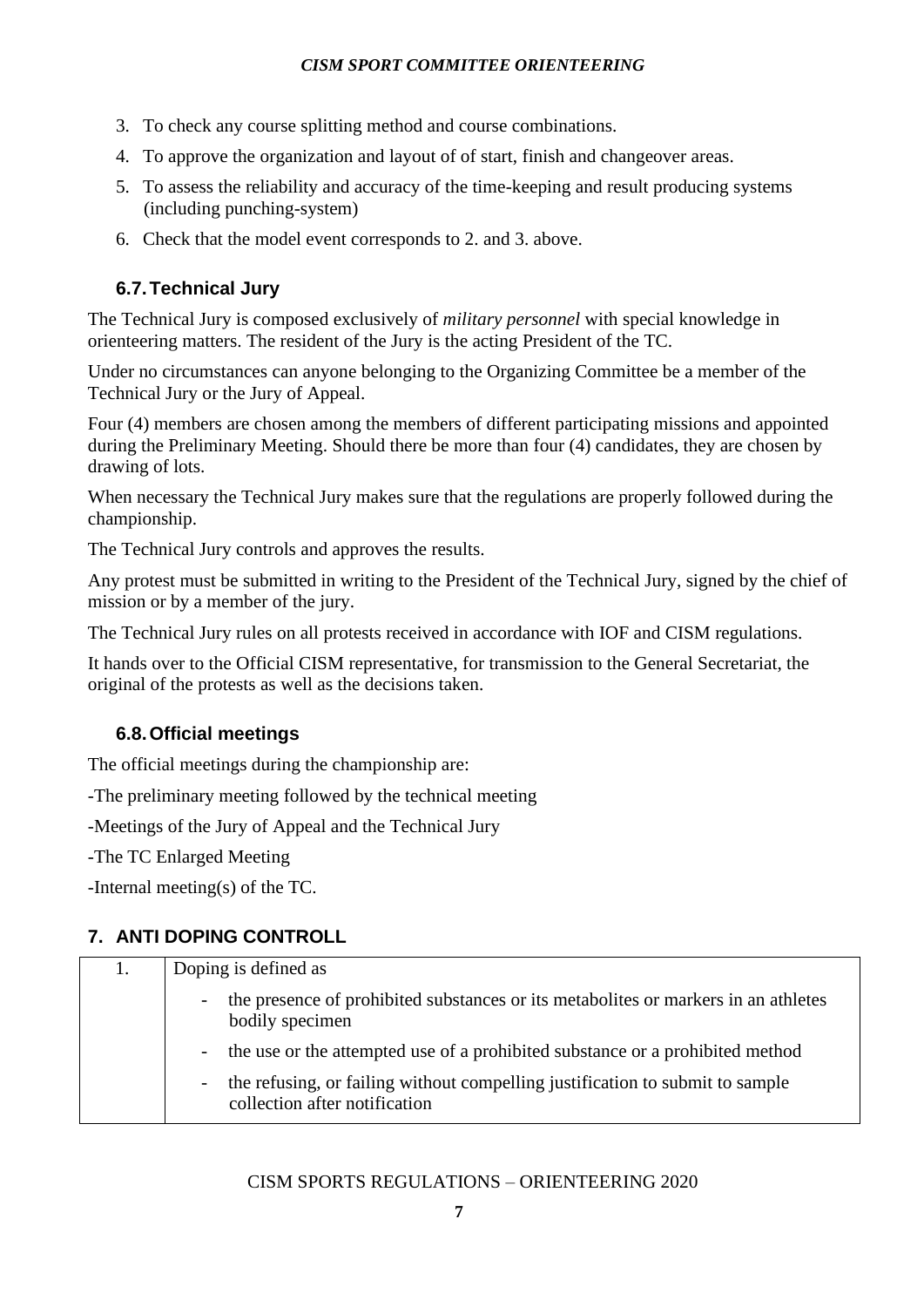3. To check any course splitting method and course combinations.
4. To approve the organization and layout of of start, finish and changeover areas.
5. To assess the reliability and accuracy of the time-keeping and result producing systems (including punching-system)
6. Check that the model event corresponds to 2. and 3. above.

### 6.7. Technical Jury

The Technical Jury is composed exclusively of *military personnel* with special knowledge in orienteering matters. The resident of the Jury is the acting President of the TC.

Under no circumstances can anyone belonging to the Organizing Committee be a member of the Technical Jury or the Jury of Appeal.

Four (4) members are chosen among the members of different participating missions and appointed during the Preliminary Meeting. Should there be more than four (4) candidates, they are chosen by drawing of lots.

When necessary the Technical Jury makes sure that the regulations are properly followed during the championship.

The Technical Jury controls and approves the results.

Any protest must be submitted in writing to the President of the Technical Jury, signed by the chief of mission or by a member of the jury.

The Technical Jury rules on all protests received in accordance with IOF and CISM regulations.

It hands over to the Official CISM representative, for transmission to the General Secretariat, the original of the protests as well as the decisions taken.

### 6.8. Official meetings

The official meetings during the championship are:

-The preliminary meeting followed by the technical meeting

-Meetings of the Jury of Appeal and the Technical Jury

-The TC Enlarged Meeting

-Internal meeting(s) of the TC.

## 7. ANTI DOPING CONTROLL

| | |
|---|---|
| 1. | Doping is defined as<br>- the presence of prohibited substances or its metabolites or markers in an athletes bodily specimen<br>- the use or the attempted use of a prohibited substance or a prohibited method<br>- the refusing, or failing without compelling justification to submit to sample collection after notification |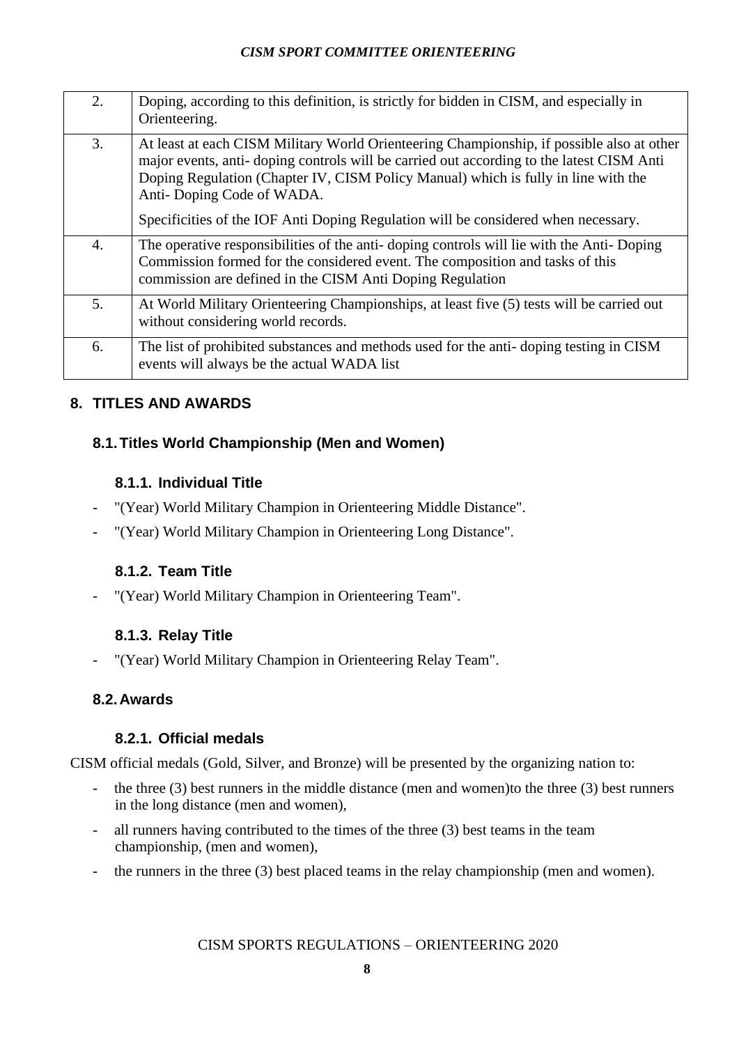| | |
|---|---|
| 2. | Doping, according to this definition, is strictly for bidden in CISM, and especially in Orienteering. |
| 3. | At least at each CISM Military World Orienteering Championship, if possible also at other major events, anti- doping controls will be carried out according to the latest CISM Anti Doping Regulation (Chapter IV, CISM Policy Manual) which is fully in line with the Anti- Doping Code of WADA.<br><br>Specificities of the IOF Anti Doping Regulation will be considered when necessary. |
| 4. | The operative responsibilities of the anti- doping controls will lie with the Anti- Doping Commission formed for the considered event. The composition and tasks of this commission are defined in the CISM Anti Doping Regulation |
| 5. | At World Military Orienteering Championships, at least five (5) tests will be carried out without considering world records. |
| 6. | The list of prohibited substances and methods used for the anti- doping testing in CISM events will always be the actual WADA list |

# 8. TITLES AND AWARDS

## 8.1. Titles World Championship (Men and Women)

### 8.1.1. Individual Title

- "(Year) World Military Champion in Orienteering Middle Distance".
- "(Year) World Military Champion in Orienteering Long Distance".

### 8.1.2. Team Title

- "(Year) World Military Champion in Orienteering Team".

### 8.1.3. Relay Title

- "(Year) World Military Champion in Orienteering Relay Team".

## 8.2. Awards

### 8.2.1. Official medals

CISM official medals (Gold, Silver, and Bronze) will be presented by the organizing nation to:

- the three (3) best runners in the middle distance (men and women)to the three (3) best runners in the long distance (men and women),
- all runners having contributed to the times of the three (3) best teams in the team championship, (men and women),
- the runners in the three (3) best placed teams in the relay championship (men and women).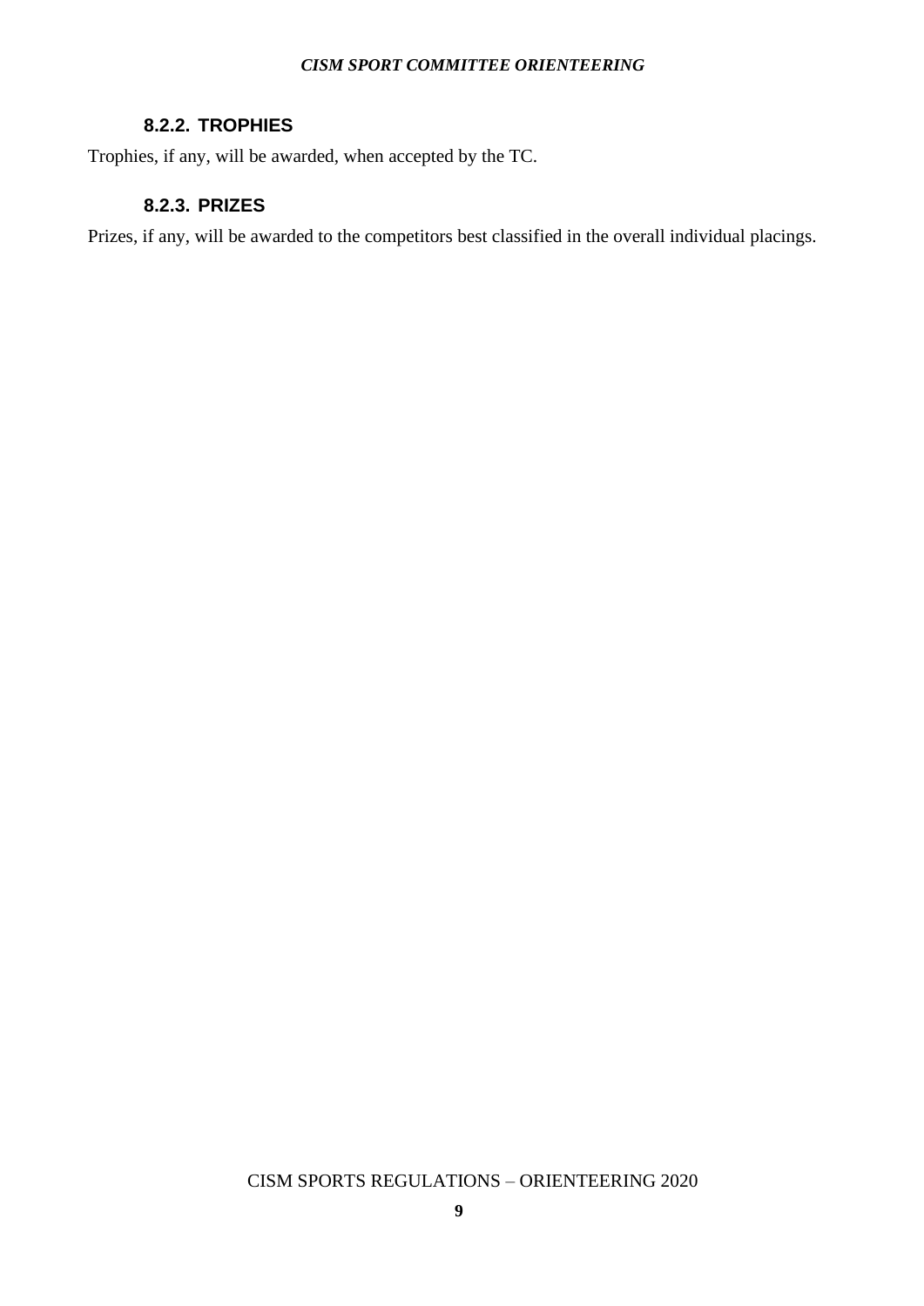### 8.2.2. TROPHIES

Trophies, if any, will be awarded, when accepted by the TC.

### 8.2.3. PRIZES

Prizes, if any, will be awarded to the competitors best classified in the overall individual placings.